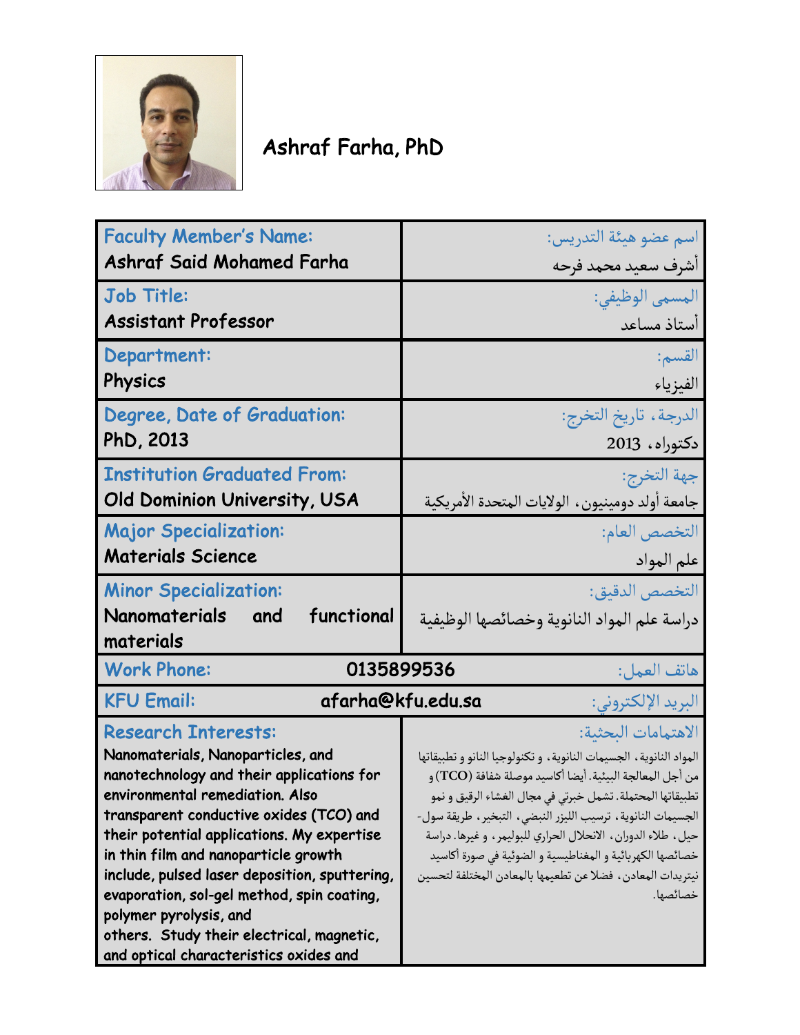# Ashraf Farha, PhD

| | |
|---|---|
| **Faculty Member's Name:** Ashraf Said Mohamed Farha | **اسم عضو هيئة التدريس:** أشرف سعيد محمد فرحه |
| **Job Title:** Assistant Professor | **المسمى الوظيفي:** أستاذ مساعد |
| **Department:** Physics | **القسم:** الفيزياء |
| **Degree, Date of Graduation:** PhD, 2013 | **الدرجة، تاريخ التخرج:** دكتوراه، 2013 |
| **Institution Graduated From:** Old Dominion University, USA | **جهة التخرج:** جامعة أولد دومينيون، الولايات المتحدة الأمريكية |
| **Major Specialization:** Materials Science | **التخصص العام:** علم المواد |
| **Minor Specialization:** Nanomaterials and functional materials | **التخصص الدقيق:** دراسة علم المواد النانوية وخصائصها الوظيفية |
| **Work Phone:** 0135899536 | **هاتف العمل:** |
| **KFU Email:** afarha@kfu.edu.sa | **البريد الإلكتروني:** |
| **Research Interests:** Nanomaterials, Nanoparticles, and nanotechnology and their applications for environmental remediation. Also transparent conductive oxides (TCO) and their potential applications. My expertise in thin film and nanoparticle growth include, pulsed laser deposition, sputtering, evaporation, sol-gel method, spin coating, polymer pyrolysis, and others. Study their electrical, magnetic, and optical characteristics oxides and | **الاهتمامات البحثية:** المواد النانوية، الجسيمات النانوية، و تكنولوجيا النانو و تطبيقاتها من أجل المعالجة البيئية. أيضا أكاسيد موصلة شفافة (TCO) و تطبيقاتها المحتملة. تشمل خبرتي في مجال الغشاء الرقيق و نمو الجسيمات النانوية، ترسيب الليزر النبضي، التبخير، طريقة سول-جيل، طلاء الدوران، الانحلال الحراري للبوليمر، و غيرها. دراسة خصائصها الكهربائية و المغناطيسية و الضوئية في صورة أكاسيد نيتريدات المعادن، فضلا عن تطعيمها بالمعادن المختلفة لتحسين خصائصها. |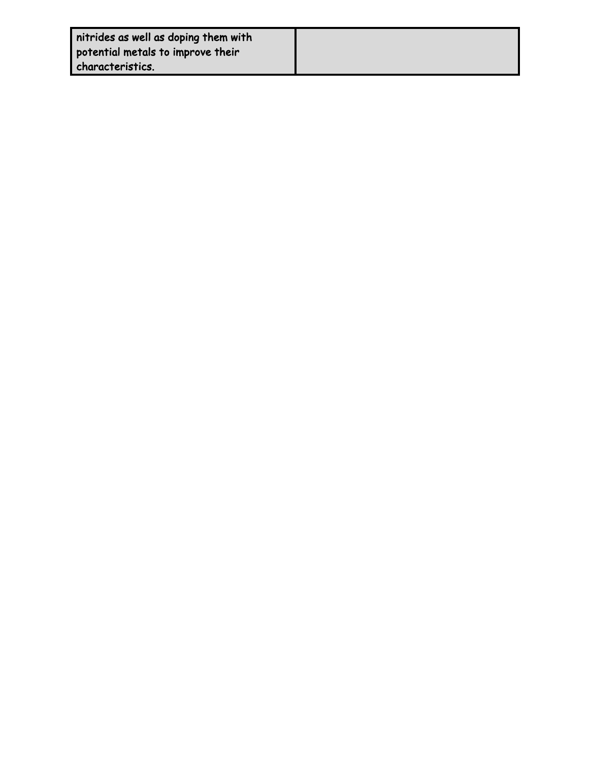| | |
|---|---|
| **nitrides as well as doping them with potential metals to improve their characteristics.** | |